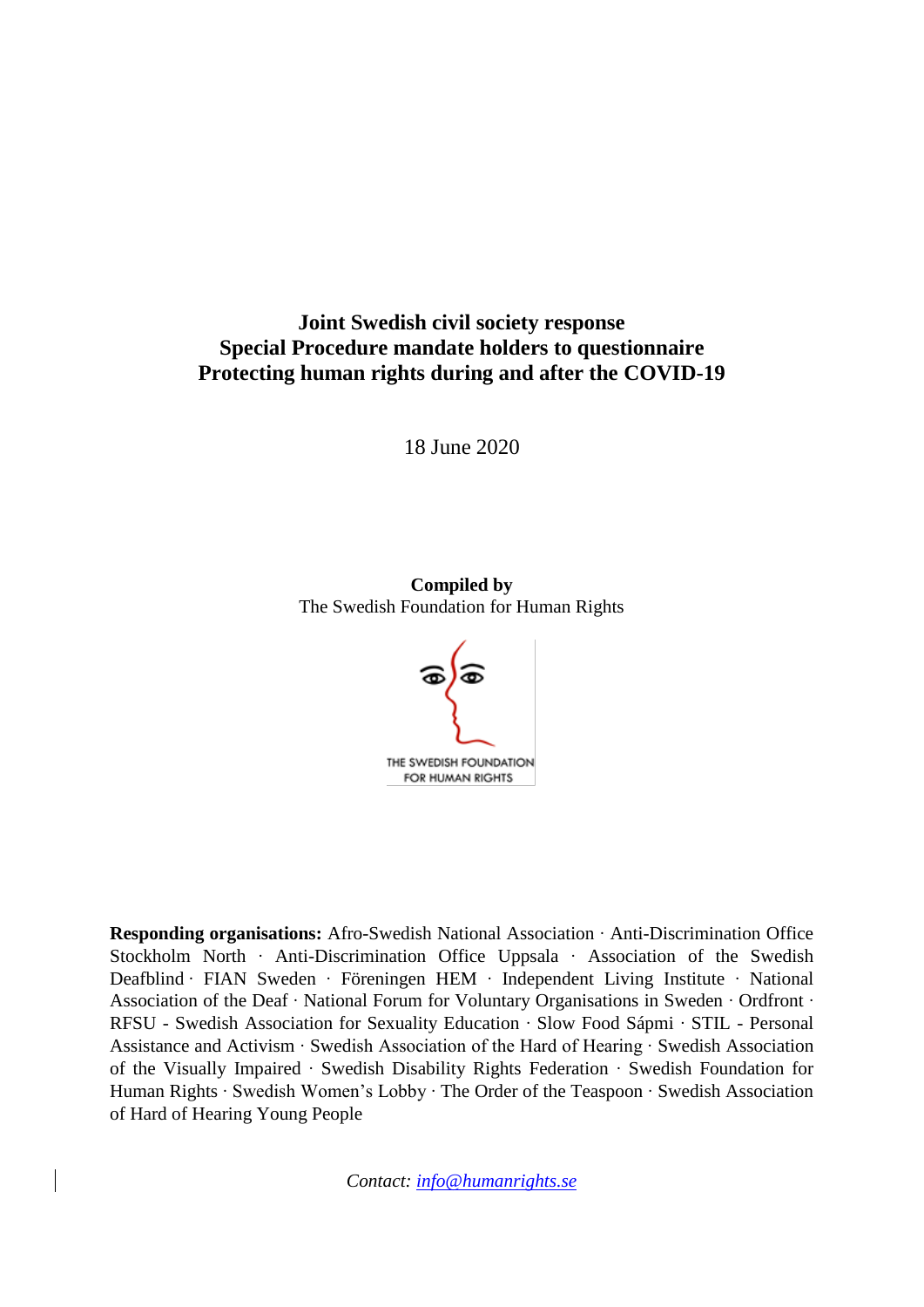# Joint Swedish civil society response
# Special Procedure mandate holders to questionnaire
# Protecting human rights during and after the COVID-19

18 June 2020

**Compiled by**
The Swedish Foundation for Human Rights

THE SWEDISH FOUNDATION FOR HUMAN RIGHTS

**Responding organisations:** Afro-Swedish National Association · Anti-Discrimination Office Stockholm North · Anti-Discrimination Office Uppsala · Association of the Swedish Deafblind · FIAN Sweden · Föreningen HEM · Independent Living Institute · National Association of the Deaf · National Forum for Voluntary Organisations in Sweden · Ordfront · RFSU - Swedish Association for Sexuality Education · Slow Food Sápmi · STIL - Personal Assistance and Activism · Swedish Association of the Hard of Hearing · Swedish Association of the Visually Impaired · Swedish Disability Rights Federation · Swedish Foundation for Human Rights · Swedish Women's Lobby · The Order of the Teaspoon · Swedish Association of Hard of Hearing Young People

*Contact: info@humanrights.se*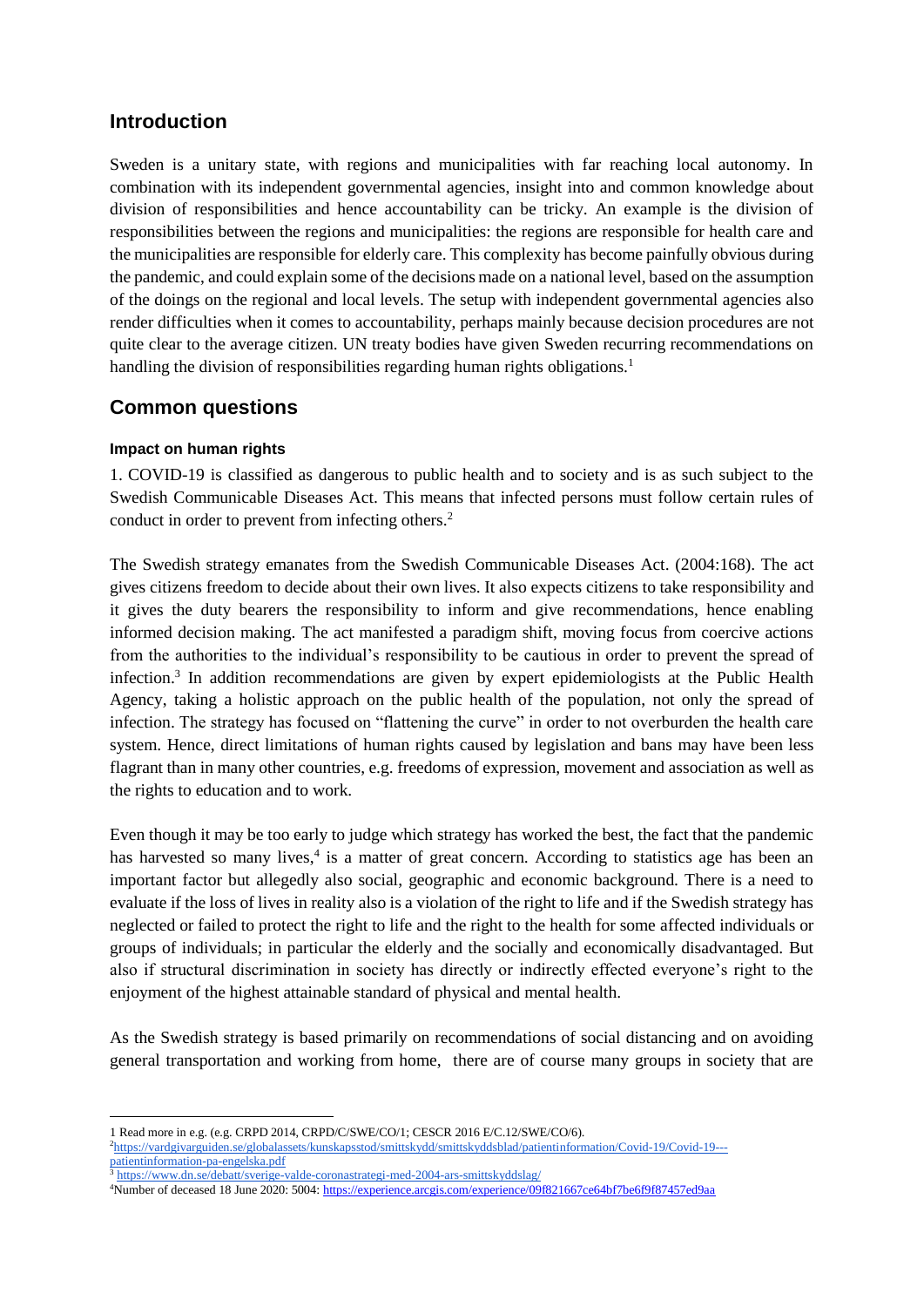## Introduction

Sweden is a unitary state, with regions and municipalities with far reaching local autonomy. In combination with its independent governmental agencies, insight into and common knowledge about division of responsibilities and hence accountability can be tricky. An example is the division of responsibilities between the regions and municipalities: the regions are responsible for health care and the municipalities are responsible for elderly care. This complexity has become painfully obvious during the pandemic, and could explain some of the decisions made on a national level, based on the assumption of the doings on the regional and local levels. The setup with independent governmental agencies also render difficulties when it comes to accountability, perhaps mainly because decision procedures are not quite clear to the average citizen. UN treaty bodies have given Sweden recurring recommendations on handling the division of responsibilities regarding human rights obligations.[1]

## Common questions

#### Impact on human rights

1. COVID-19 is classified as dangerous to public health and to society and is as such subject to the Swedish Communicable Diseases Act. This means that infected persons must follow certain rules of conduct in order to prevent from infecting others.[2]

The Swedish strategy emanates from the Swedish Communicable Diseases Act. (2004:168). The act gives citizens freedom to decide about their own lives. It also expects citizens to take responsibility and it gives the duty bearers the responsibility to inform and give recommendations, hence enabling informed decision making. The act manifested a paradigm shift, moving focus from coercive actions from the authorities to the individual's responsibility to be cautious in order to prevent the spread of infection.[3] In addition recommendations are given by expert epidemiologists at the Public Health Agency, taking a holistic approach on the public health of the population, not only the spread of infection. The strategy has focused on "flattening the curve" in order to not overburden the health care system. Hence, direct limitations of human rights caused by legislation and bans may have been less flagrant than in many other countries, e.g. freedoms of expression, movement and association as well as the rights to education and to work.

Even though it may be too early to judge which strategy has worked the best, the fact that the pandemic has harvested so many lives,[4] is a matter of great concern. According to statistics age has been an important factor but allegedly also social, geographic and economic background. There is a need to evaluate if the loss of lives in reality also is a violation of the right to life and if the Swedish strategy has neglected or failed to protect the right to life and the right to the health for some affected individuals or groups of individuals; in particular the elderly and the socially and economically disadvantaged. But also if structural discrimination in society has directly or indirectly effected everyone's right to the enjoyment of the highest attainable standard of physical and mental health.

As the Swedish strategy is based primarily on recommendations of social distancing and on avoiding general transportation and working from home, there are of course many groups in society that are

---

1 Read more in e.g. (e.g. CRPD 2014, CRPD/C/SWE/CO/1; CESCR 2016 E/C.12/SWE/CO/6).

2 https://vardgivarguiden.se/globalassets/kunskapsstod/smittskydd/smittskyddsblad/patientinformation/Covid-19/Covid-19---patientinformation-pa-engelska.pdf

3 https://www.dn.se/debatt/sverige-valde-coronastrategi-med-2004-ars-smittskyddslag/

4 Number of deceased 18 June 2020: 5004: https://experience.arcgis.com/experience/09f821667ce64bf7be6f9f87457ed9aa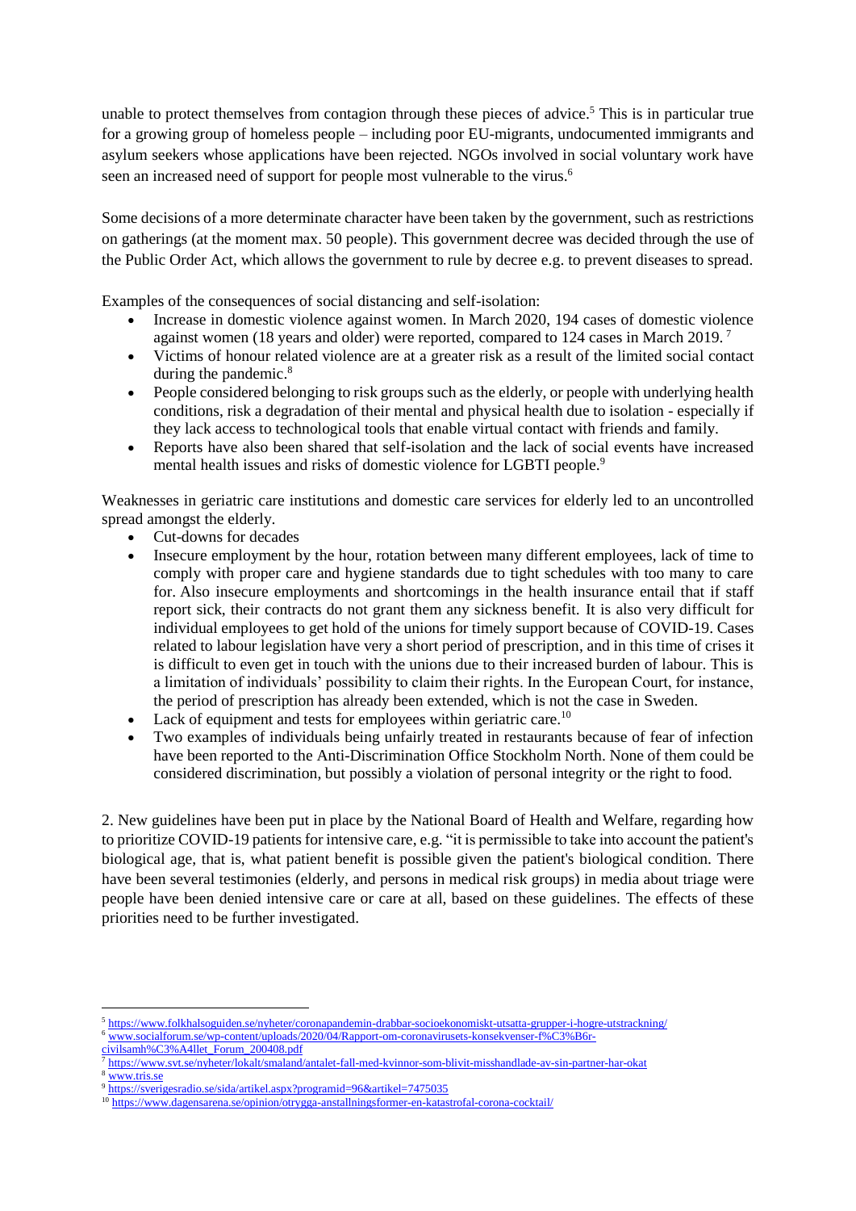unable to protect themselves from contagion through these pieces of advice.[5] This is in particular true for a growing group of homeless people – including poor EU-migrants, undocumented immigrants and asylum seekers whose applications have been rejected. NGOs involved in social voluntary work have seen an increased need of support for people most vulnerable to the virus.[6]

Some decisions of a more determinate character have been taken by the government, such as restrictions on gatherings (at the moment max. 50 people). This government decree was decided through the use of the Public Order Act, which allows the government to rule by decree e.g. to prevent diseases to spread.

Examples of the consequences of social distancing and self-isolation:

- Increase in domestic violence against women. In March 2020, 194 cases of domestic violence against women (18 years and older) were reported, compared to 124 cases in March 2019.[7]
- Victims of honour related violence are at a greater risk as a result of the limited social contact during the pandemic.[8]
- People considered belonging to risk groups such as the elderly, or people with underlying health conditions, risk a degradation of their mental and physical health due to isolation - especially if they lack access to technological tools that enable virtual contact with friends and family.
- Reports have also been shared that self-isolation and the lack of social events have increased mental health issues and risks of domestic violence for LGBTI people.[9]

Weaknesses in geriatric care institutions and domestic care services for elderly led to an uncontrolled spread amongst the elderly.

- Cut-downs for decades
- Insecure employment by the hour, rotation between many different employees, lack of time to comply with proper care and hygiene standards due to tight schedules with too many to care for. Also insecure employments and shortcomings in the health insurance entail that if staff report sick, their contracts do not grant them any sickness benefit. It is also very difficult for individual employees to get hold of the unions for timely support because of COVID-19. Cases related to labour legislation have very a short period of prescription, and in this time of crises it is difficult to even get in touch with the unions due to their increased burden of labour. This is a limitation of individuals' possibility to claim their rights. In the European Court, for instance, the period of prescription has already been extended, which is not the case in Sweden.
- Lack of equipment and tests for employees within geriatric care.[10]
- Two examples of individuals being unfairly treated in restaurants because of fear of infection have been reported to the Anti-Discrimination Office Stockholm North. None of them could be considered discrimination, but possibly a violation of personal integrity or the right to food.

2. New guidelines have been put in place by the National Board of Health and Welfare, regarding how to prioritize COVID-19 patients for intensive care, e.g. "it is permissible to take into account the patient's biological age, that is, what patient benefit is possible given the patient's biological condition. There have been several testimonies (elderly, and persons in medical risk groups) in media about triage were people have been denied intensive care or care at all, based on these guidelines. The effects of these priorities need to be further investigated.

---

[5] https://www.folkhalsoguiden.se/nyheter/coronapandemin-drabbar-socioekonomiskt-utsatta-grupper-i-hogre-utstrackning/

[6] www.socialforum.se/wp-content/uploads/2020/04/Rapport-om-coronavirusets-konsekvenser-f%C3%B6r-civilsamh%C3%A4llet_Forum_200408.pdf

[7] https://www.svt.se/nyheter/lokalt/smaland/antalet-fall-med-kvinnor-som-blivit-misshandlade-av-sin-partner-har-okat

[8] www.tris.se

[9] https://sverigesradio.se/sida/artikel.aspx?programid=96&artikel=7475035

[10] https://www.dagensarena.se/opinion/otrygga-anstallningsformer-en-katastrofal-corona-cocktail/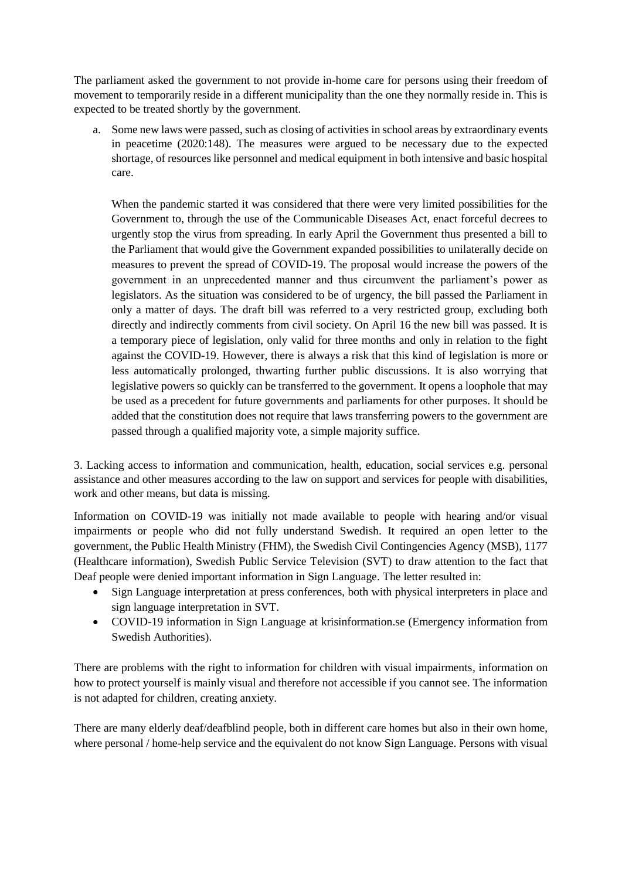The parliament asked the government to not provide in-home care for persons using their freedom of movement to temporarily reside in a different municipality than the one they normally reside in. This is expected to be treated shortly by the government.

a. Some new laws were passed, such as closing of activities in school areas by extraordinary events in peacetime (2020:148). The measures were argued to be necessary due to the expected shortage, of resources like personnel and medical equipment in both intensive and basic hospital care.

   When the pandemic started it was considered that there were very limited possibilities for the Government to, through the use of the Communicable Diseases Act, enact forceful decrees to urgently stop the virus from spreading. In early April the Government thus presented a bill to the Parliament that would give the Government expanded possibilities to unilaterally decide on measures to prevent the spread of COVID-19. The proposal would increase the powers of the government in an unprecedented manner and thus circumvent the parliament's power as legislators. As the situation was considered to be of urgency, the bill passed the Parliament in only a matter of days. The draft bill was referred to a very restricted group, excluding both directly and indirectly comments from civil society. On April 16 the new bill was passed. It is a temporary piece of legislation, only valid for three months and only in relation to the fight against the COVID-19. However, there is always a risk that this kind of legislation is more or less automatically prolonged, thwarting further public discussions. It is also worrying that legislative powers so quickly can be transferred to the government. It opens a loophole that may be used as a precedent for future governments and parliaments for other purposes. It should be added that the constitution does not require that laws transferring powers to the government are passed through a qualified majority vote, a simple majority suffice.

3. Lacking access to information and communication, health, education, social services e.g. personal assistance and other measures according to the law on support and services for people with disabilities, work and other means, but data is missing.

Information on COVID-19 was initially not made available to people with hearing and/or visual impairments or people who did not fully understand Swedish. It required an open letter to the government, the Public Health Ministry (FHM), the Swedish Civil Contingencies Agency (MSB), 1177 (Healthcare information), Swedish Public Service Television (SVT) to draw attention to the fact that Deaf people were denied important information in Sign Language. The letter resulted in:

- Sign Language interpretation at press conferences, both with physical interpreters in place and sign language interpretation in SVT.
- COVID-19 information in Sign Language at krisinformation.se (Emergency information from Swedish Authorities).

There are problems with the right to information for children with visual impairments, information on how to protect yourself is mainly visual and therefore not accessible if you cannot see. The information is not adapted for children, creating anxiety.

There are many elderly deaf/deafblind people, both in different care homes but also in their own home, where personal / home-help service and the equivalent do not know Sign Language. Persons with visual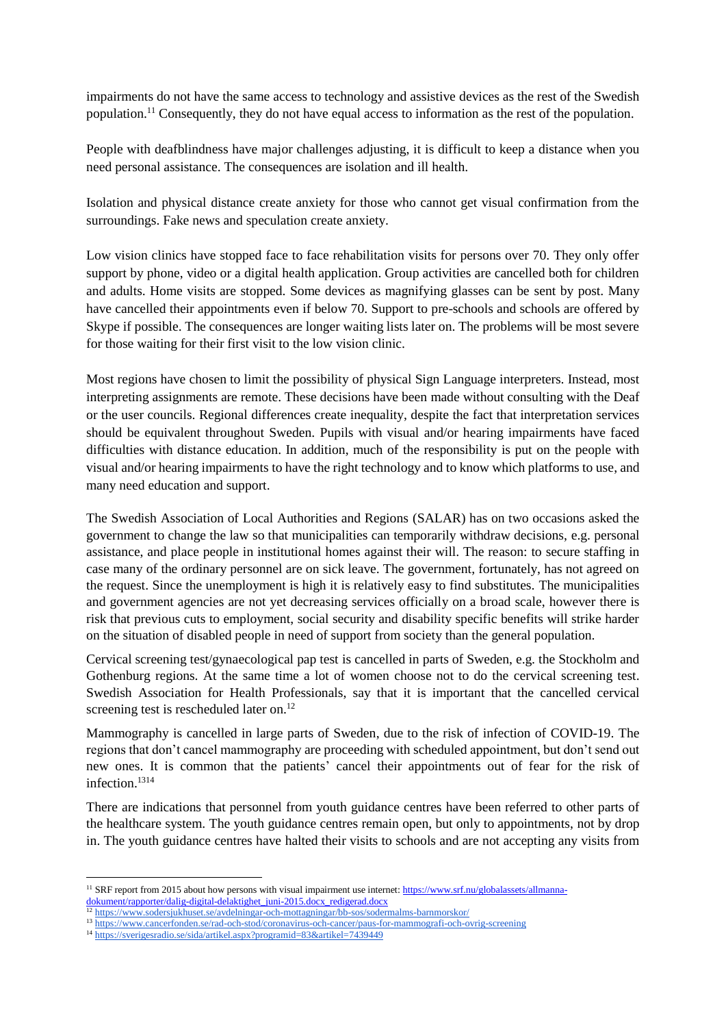impairments do not have the same access to technology and assistive devices as the rest of the Swedish population.[11] Consequently, they do not have equal access to information as the rest of the population.

People with deafblindness have major challenges adjusting, it is difficult to keep a distance when you need personal assistance. The consequences are isolation and ill health.

Isolation and physical distance create anxiety for those who cannot get visual confirmation from the surroundings. Fake news and speculation create anxiety.

Low vision clinics have stopped face to face rehabilitation visits for persons over 70. They only offer support by phone, video or a digital health application. Group activities are cancelled both for children and adults. Home visits are stopped. Some devices as magnifying glasses can be sent by post. Many have cancelled their appointments even if below 70. Support to pre-schools and schools are offered by Skype if possible. The consequences are longer waiting lists later on. The problems will be most severe for those waiting for their first visit to the low vision clinic.

Most regions have chosen to limit the possibility of physical Sign Language interpreters. Instead, most interpreting assignments are remote. These decisions have been made without consulting with the Deaf or the user councils. Regional differences create inequality, despite the fact that interpretation services should be equivalent throughout Sweden. Pupils with visual and/or hearing impairments have faced difficulties with distance education. In addition, much of the responsibility is put on the people with visual and/or hearing impairments to have the right technology and to know which platforms to use, and many need education and support.

The Swedish Association of Local Authorities and Regions (SALAR) has on two occasions asked the government to change the law so that municipalities can temporarily withdraw decisions, e.g. personal assistance, and place people in institutional homes against their will. The reason: to secure staffing in case many of the ordinary personnel are on sick leave. The government, fortunately, has not agreed on the request. Since the unemployment is high it is relatively easy to find substitutes. The municipalities and government agencies are not yet decreasing services officially on a broad scale, however there is risk that previous cuts to employment, social security and disability specific benefits will strike harder on the situation of disabled people in need of support from society than the general population.

Cervical screening test/gynaecological pap test is cancelled in parts of Sweden, e.g. the Stockholm and Gothenburg regions. At the same time a lot of women choose not to do the cervical screening test. Swedish Association for Health Professionals, say that it is important that the cancelled cervical screening test is rescheduled later on.[12]

Mammography is cancelled in large parts of Sweden, due to the risk of infection of COVID-19. The regions that don't cancel mammography are proceeding with scheduled appointment, but don't send out new ones. It is common that the patients' cancel their appointments out of fear for the risk of infection.[13][14]

There are indications that personnel from youth guidance centres have been referred to other parts of the healthcare system. The youth guidance centres remain open, but only to appointments, not by drop in. The youth guidance centres have halted their visits to schools and are not accepting any visits from

---

[11] SRF report from 2015 about how persons with visual impairment use internet: https://www.srf.nu/globalassets/allmanna-dokument/rapporter/dalig-digital-delaktighet_juni-2015.docx_redigerad.docx

[12] https://www.sodersjukhuset.se/avdelningar-och-mottagningar/bb-sos/sodermalms-barnmorskor/

[13] https://www.cancerfonden.se/rad-och-stod/coronavirus-och-cancer/paus-for-mammografi-och-ovrig-screening

[14] https://sverigesradio.se/sida/artikel.aspx?programid=83&artikel=7439449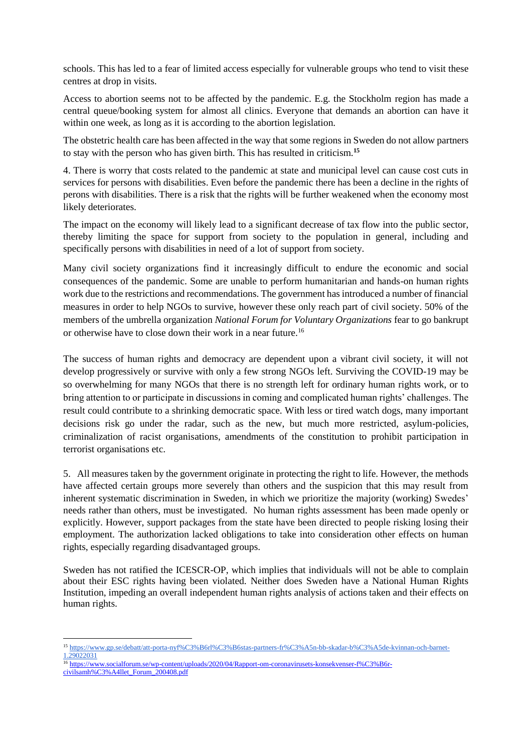schools. This has led to a fear of limited access especially for vulnerable groups who tend to visit these centres at drop in visits.

Access to abortion seems not to be affected by the pandemic. E.g. the Stockholm region has made a central queue/booking system for almost all clinics. Everyone that demands an abortion can have it within one week, as long as it is according to the abortion legislation.

The obstetric health care has been affected in the way that some regions in Sweden do not allow partners to stay with the person who has given birth. This has resulted in criticism.[15]

4. There is worry that costs related to the pandemic at state and municipal level can cause cost cuts in services for persons with disabilities. Even before the pandemic there has been a decline in the rights of perons with disabilities. There is a risk that the rights will be further weakened when the economy most likely deteriorates.

The impact on the economy will likely lead to a significant decrease of tax flow into the public sector, thereby limiting the space for support from society to the population in general, including and specifically persons with disabilities in need of a lot of support from society.

Many civil society organizations find it increasingly difficult to endure the economic and social consequences of the pandemic. Some are unable to perform humanitarian and hands-on human rights work due to the restrictions and recommendations. The government has introduced a number of financial measures in order to help NGOs to survive, however these only reach part of civil society. 50% of the members of the umbrella organization *National Forum for Voluntary Organizations* fear to go bankrupt or otherwise have to close down their work in a near future.[16]

The success of human rights and democracy are dependent upon a vibrant civil society, it will not develop progressively or survive with only a few strong NGOs left. Surviving the COVID-19 may be so overwhelming for many NGOs that there is no strength left for ordinary human rights work, or to bring attention to or participate in discussions in coming and complicated human rights' challenges. The result could contribute to a shrinking democratic space. With less or tired watch dogs, many important decisions risk go under the radar, such as the new, but much more restricted, asylum-policies, criminalization of racist organisations, amendments of the constitution to prohibit participation in terrorist organisations etc.

5. All measures taken by the government originate in protecting the right to life. However, the methods have affected certain groups more severely than others and the suspicion that this may result from inherent systematic discrimination in Sweden, in which we prioritize the majority (working) Swedes' needs rather than others, must be investigated. No human rights assessment has been made openly or explicitly. However, support packages from the state have been directed to people risking losing their employment. The authorization lacked obligations to take into consideration other effects on human rights, especially regarding disadvantaged groups.

Sweden has not ratified the ICESCR-OP, which implies that individuals will not be able to complain about their ESC rights having been violated. Neither does Sweden have a National Human Rights Institution, impeding an overall independent human rights analysis of actions taken and their effects on human rights.

---

[15] https://www.gp.se/debatt/att-porta-nyf%C3%B6rl%C3%B6stas-partners-fr%C3%A5n-bb-skadar-b%C3%A5de-kvinnan-och-barnet-1.29022031

[16] https://www.socialforum.se/wp-content/uploads/2020/04/Rapport-om-coronavirusets-konsekvenser-f%C3%B6r-civilsamh%C3%A4llet_Forum_200408.pdf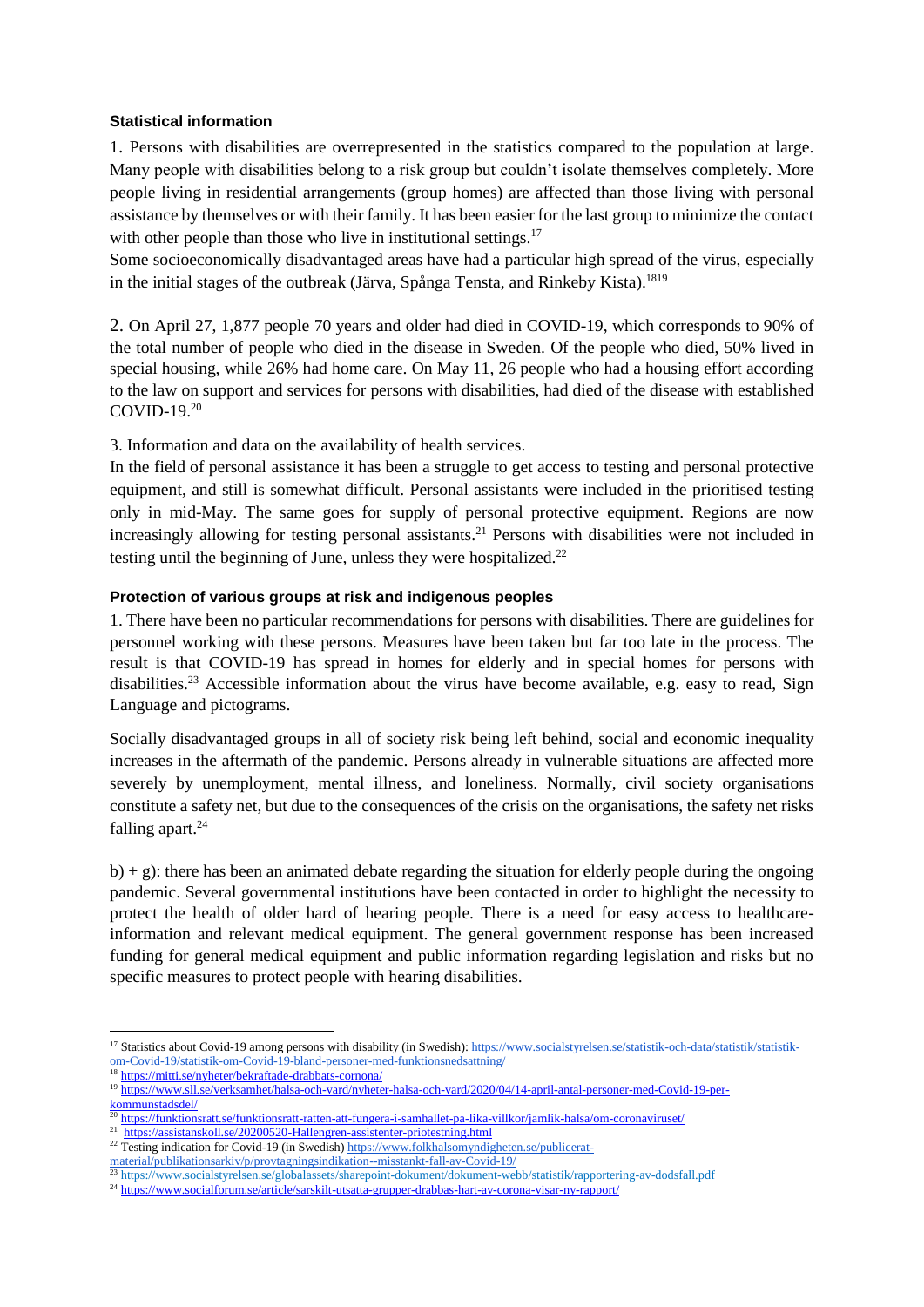**Statistical information**

1. Persons with disabilities are overrepresented in the statistics compared to the population at large. Many people with disabilities belong to a risk group but couldn't isolate themselves completely. More people living in residential arrangements (group homes) are affected than those living with personal assistance by themselves or with their family. It has been easier for the last group to minimize the contact with other people than those who live in institutional settings.[17]

Some socioeconomically disadvantaged areas have had a particular high spread of the virus, especially in the initial stages of the outbreak (Järva, Spånga Tensta, and Rinkeby Kista).[18][19]

2. On April 27, 1,877 people 70 years and older had died in COVID-19, which corresponds to 90% of the total number of people who died in the disease in Sweden. Of the people who died, 50% lived in special housing, while 26% had home care. On May 11, 26 people who had a housing effort according to the law on support and services for persons with disabilities, had died of the disease with established COVID-19.[20]

3. Information and data on the availability of health services.

In the field of personal assistance it has been a struggle to get access to testing and personal protective equipment, and still is somewhat difficult. Personal assistants were included in the prioritised testing only in mid-May. The same goes for supply of personal protective equipment. Regions are now increasingly allowing for testing personal assistants.[21] Persons with disabilities were not included in testing until the beginning of June, unless they were hospitalized.[22]

**Protection of various groups at risk and indigenous peoples**

1. There have been no particular recommendations for persons with disabilities. There are guidelines for personnel working with these persons. Measures have been taken but far too late in the process. The result is that COVID-19 has spread in homes for elderly and in special homes for persons with disabilities.[23] Accessible information about the virus have become available, e.g. easy to read, Sign Language and pictograms.

Socially disadvantaged groups in all of society risk being left behind, social and economic inequality increases in the aftermath of the pandemic. Persons already in vulnerable situations are affected more severely by unemployment, mental illness, and loneliness. Normally, civil society organisations constitute a safety net, but due to the consequences of the crisis on the organisations, the safety net risks falling apart.[24]

b) + g): there has been an animated debate regarding the situation for elderly people during the ongoing pandemic. Several governmental institutions have been contacted in order to highlight the necessity to protect the health of older hard of hearing people. There is a need for easy access to healthcare-information and relevant medical equipment. The general government response has been increased funding for general medical equipment and public information regarding legislation and risks but no specific measures to protect people with hearing disabilities.

---

[17] Statistics about Covid-19 among persons with disability (in Swedish): https://www.socialstyrelsen.se/statistik-och-data/statistik/statistik-om-Covid-19/statistik-om-Covid-19-bland-personer-med-funktionsnedsattning/

[18] https://mitti.se/nyheter/bekraftade-drabbats-cornona/

[19] https://www.sll.se/verksamhet/halsa-och-vard/nyheter-halsa-och-vard/2020/04/14-april-antal-personer-med-Covid-19-per-kommunstadsdel/

[20] https://funktionsratt.se/funktionsratt-ratten-att-fungera-i-samhallet-pa-lika-villkor/jamlik-halsa/om-coronaviruset/

[21] https://assistanskoll.se/20200520-Hallengren-assistenter-priotestning.html

[22] Testing indication for Covid-19 (in Swedish) https://www.folkhalsomyndigheten.se/publicerat-material/publikationsarkiv/p/provtagningsindikation--misstankt-fall-av-Covid-19/

[23] https://www.socialstyrelsen.se/globalassets/sharepoint-dokument/dokument-webb/statistik/rapportering-av-dodsfall.pdf

[24] https://www.socialforum.se/article/sarskilt-utsatta-grupper-drabbas-hart-av-corona-visar-ny-rapport/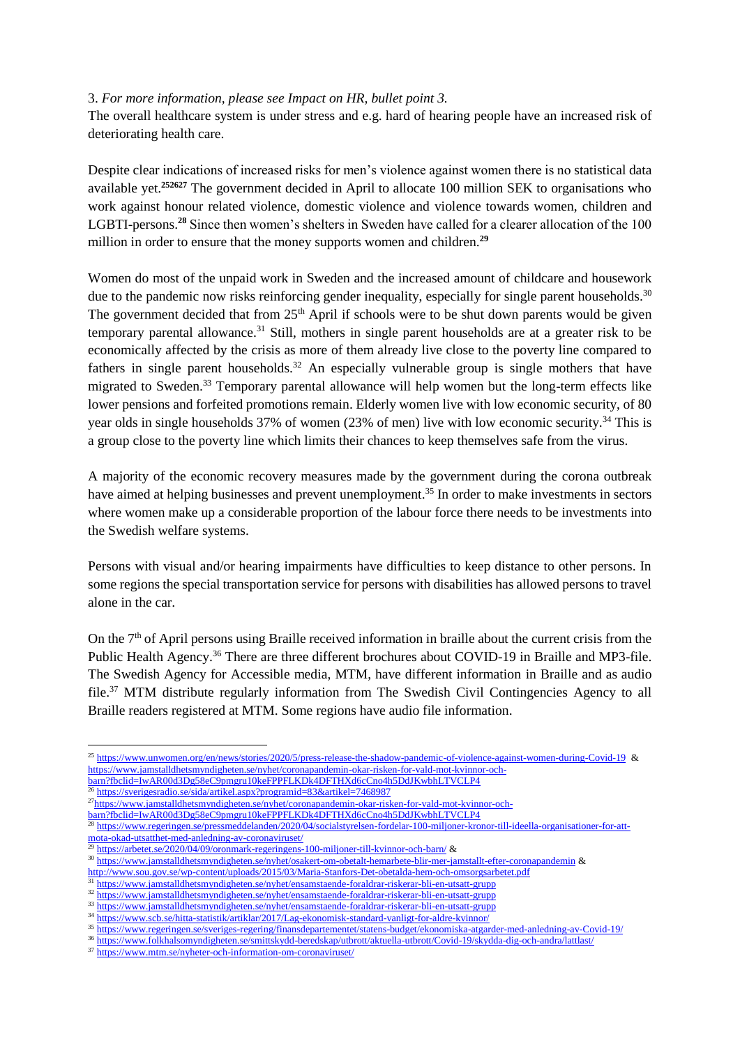3. *For more information, please see Impact on HR, bullet point 3.*
The overall healthcare system is under stress and e.g. hard of hearing people have an increased risk of deteriorating health care.

Despite clear indications of increased risks for men's violence against women there is no statistical data available yet.[25][26][27] The government decided in April to allocate 100 million SEK to organisations who work against honour related violence, domestic violence and violence towards women, children and LGBTI-persons.[28] Since then women's shelters in Sweden have called for a clearer allocation of the 100 million in order to ensure that the money supports women and children.[29]

Women do most of the unpaid work in Sweden and the increased amount of childcare and housework due to the pandemic now risks reinforcing gender inequality, especially for single parent households.[30] The government decided that from 25th April if schools were to be shut down parents would be given temporary parental allowance.[31] Still, mothers in single parent households are at a greater risk to be economically affected by the crisis as more of them already live close to the poverty line compared to fathers in single parent households.[32] An especially vulnerable group is single mothers that have migrated to Sweden.[33] Temporary parental allowance will help women but the long-term effects like lower pensions and forfeited promotions remain. Elderly women live with low economic security, of 80 year olds in single households 37% of women (23% of men) live with low economic security.[34] This is a group close to the poverty line which limits their chances to keep themselves safe from the virus.

A majority of the economic recovery measures made by the government during the corona outbreak have aimed at helping businesses and prevent unemployment.[35] In order to make investments in sectors where women make up a considerable proportion of the labour force there needs to be investments into the Swedish welfare systems.

Persons with visual and/or hearing impairments have difficulties to keep distance to other persons. In some regions the special transportation service for persons with disabilities has allowed persons to travel alone in the car.

On the 7th of April persons using Braille received information in braille about the current crisis from the Public Health Agency.[36] There are three different brochures about COVID-19 in Braille and MP3-file. The Swedish Agency for Accessible media, MTM, have different information in Braille and as audio file.[37] MTM distribute regularly information from The Swedish Civil Contingencies Agency to all Braille readers registered at MTM. Some regions have audio file information.

---

[25] https://www.unwomen.org/en/news/stories/2020/5/press-release-the-shadow-pandemic-of-violence-against-women-during-Covid-19 & https://www.jamstalldhetsmyndigheten.se/nyhet/coronapandemin-okar-risken-for-vald-mot-kvinnor-och-barn?fbclid=IwAR00d3Dg58eC9pmgru10keFPPFLKDk4DFTHXd6cCno4h5DdJKwbhLTVCLP4

[26] https://sverigesradio.se/sida/artikel.aspx?programid=83&artikel=7468987

[27] https://www.jamstalldhetsmyndigheten.se/nyhet/coronapandemin-okar-risken-for-vald-mot-kvinnor-och-barn?fbclid=IwAR00d3Dg58eC9pmgru10keFPPFLKDk4DFTHXd6cCno4h5DdJKwbhLTVCLP4

[28] https://www.regeringen.se/pressmeddelanden/2020/04/socialstyrelsen-fordelar-100-miljoner-kronor-till-ideella-organisationer-for-att-mota-okad-utsatthet-med-anledning-av-coronaviruset/

[29] https://arbetet.se/2020/04/09/oronmark-regeringens-100-miljoner-till-kvinnor-och-barn/ &

[30] https://www.jamstalldhetsmyndigheten.se/nyhet/osakert-om-obetalt-hemarbete-blir-mer-jamstallt-efter-coronapandemin & http://www.sou.gov.se/wp-content/uploads/2015/03/Maria-Stanfors-Det-obetalda-hem-och-omsorgsarbetet.pdf

[31] https://www.jamstalldhetsmyndigheten.se/nyhet/ensamstaende-foraldrar-riskerar-bli-en-utsatt-grupp

[32] https://www.jamstalldhetsmyndigheten.se/nyhet/ensamstaende-foraldrar-riskerar-bli-en-utsatt-grupp

[33] https://www.jamstalldhetsmyndigheten.se/nyhet/ensamstaende-foraldrar-riskerar-bli-en-utsatt-grupp

[34] https://www.scb.se/hitta-statistik/artiklar/2017/Lag-ekonomisk-standard-vanligt-for-aldre-kvinnor/

[35] https://www.regeringen.se/sveriges-regering/finansdepartementet/statens-budget/ekonomiska-atgarder-med-anledning-av-Covid-19/

[36] https://www.folkhalsomyndigheten.se/smittskydd-beredskap/utbrott/aktuella-utbrott/Covid-19/skydda-dig-och-andra/lattlast/

[37] https://www.mtm.se/nyheter-och-information-om-coronaviruset/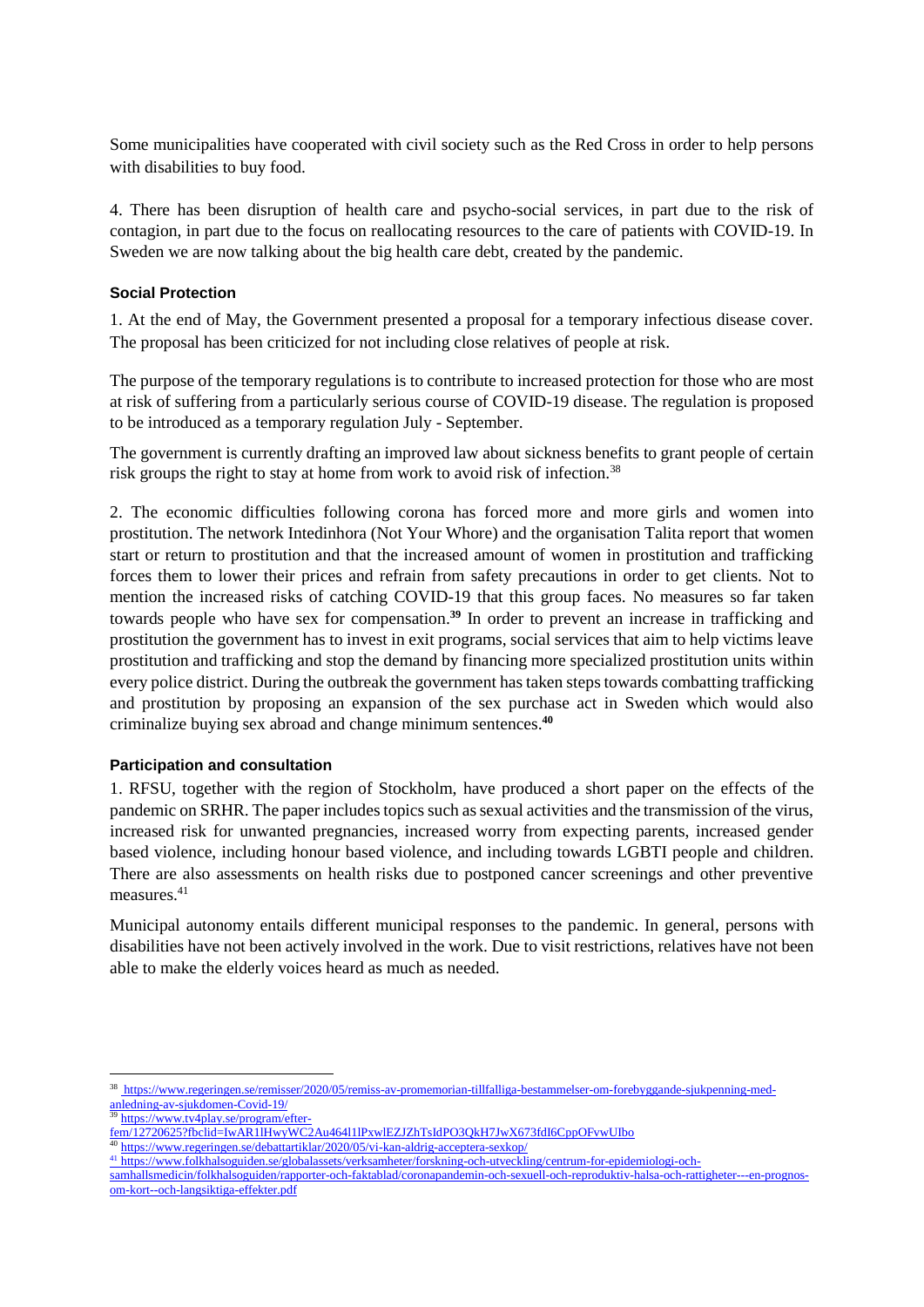Some municipalities have cooperated with civil society such as the Red Cross in order to help persons with disabilities to buy food.

4. There has been disruption of health care and psycho-social services, in part due to the risk of contagion, in part due to the focus on reallocating resources to the care of patients with COVID-19. In Sweden we are now talking about the big health care debt, created by the pandemic.

**Social Protection**

1. At the end of May, the Government presented a proposal for a temporary infectious disease cover. The proposal has been criticized for not including close relatives of people at risk.

The purpose of the temporary regulations is to contribute to increased protection for those who are most at risk of suffering from a particularly serious course of COVID-19 disease. The regulation is proposed to be introduced as a temporary regulation July - September.

The government is currently drafting an improved law about sickness benefits to grant people of certain risk groups the right to stay at home from work to avoid risk of infection.[38]

2. The economic difficulties following corona has forced more and more girls and women into prostitution. The network Intedinhora (Not Your Whore) and the organisation Talita report that women start or return to prostitution and that the increased amount of women in prostitution and trafficking forces them to lower their prices and refrain from safety precautions in order to get clients. Not to mention the increased risks of catching COVID-19 that this group faces. No measures so far taken towards people who have sex for compensation.[39] In order to prevent an increase in trafficking and prostitution the government has to invest in exit programs, social services that aim to help victims leave prostitution and trafficking and stop the demand by financing more specialized prostitution units within every police district. During the outbreak the government has taken steps towards combatting trafficking and prostitution by proposing an expansion of the sex purchase act in Sweden which would also criminalize buying sex abroad and change minimum sentences.[40]

**Participation and consultation**

1. RFSU, together with the region of Stockholm, have produced a short paper on the effects of the pandemic on SRHR. The paper includes topics such as sexual activities and the transmission of the virus, increased risk for unwanted pregnancies, increased worry from expecting parents, increased gender based violence, including honour based violence, and including towards LGBTI people and children. There are also assessments on health risks due to postponed cancer screenings and other preventive measures.[41]

Municipal autonomy entails different municipal responses to the pandemic. In general, persons with disabilities have not been actively involved in the work. Due to visit restrictions, relatives have not been able to make the elderly voices heard as much as needed.

---

[38] https://www.regeringen.se/remisser/2020/05/remiss-av-promemorian-tillfalliga-bestammelser-om-forebyggande-sjukpenning-med-anledning-av-sjukdomen-Covid-19/

[39] https://www.tv4play.se/program/efter-fem/12720625?fbclid=IwAR1lHwyWC2Au464l1lPxwlEZJZhTsIdPO3QkH7JwX673fdI6CppOFvwUIbo

[40] https://www.regeringen.se/debattartiklar/2020/05/vi-kan-aldrig-acceptera-sexkop/

[41] https://www.folkhalsoguiden.se/globalassets/verksamheter/forskning-och-utveckling/centrum-for-epidemiologi-och-samhallsmedicin/folkhalsoguiden/rapporter-och-faktablad/coronapandemin-och-sexuell-och-reproduktiv-halsa-och-rattigheter---en-prognos-om-kort--och-langsiktiga-effekter.pdf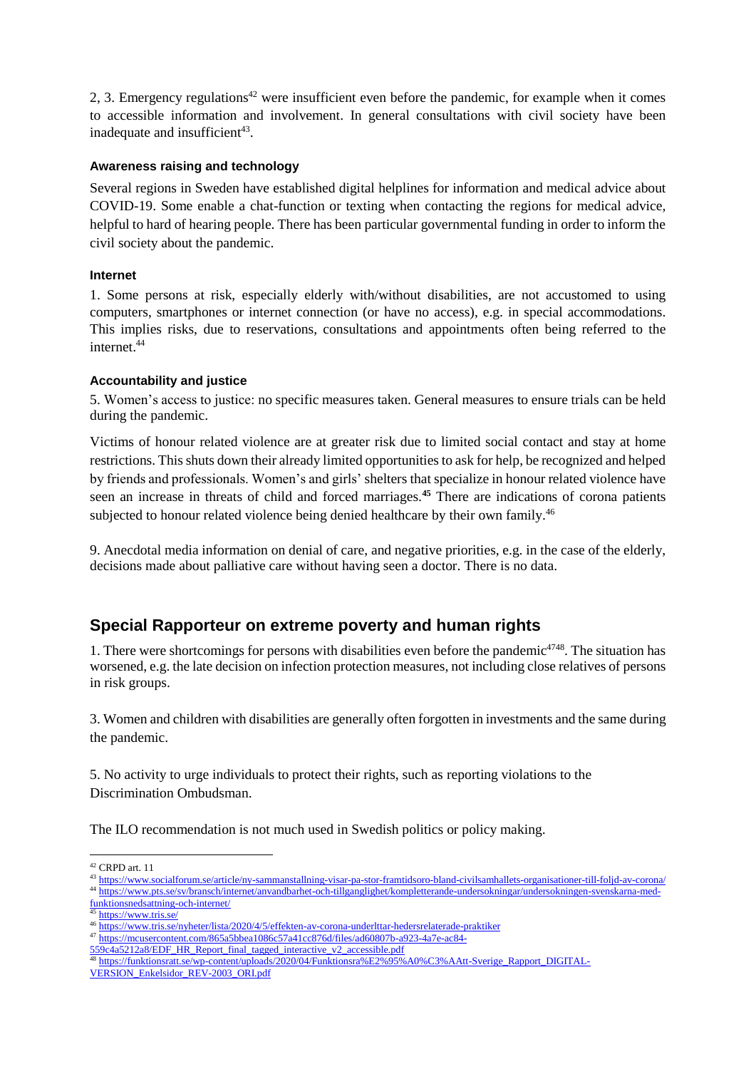2, 3. Emergency regulations[42] were insufficient even before the pandemic, for example when it comes to accessible information and involvement. In general consultations with civil society have been inadequate and insufficient[43].

#### Awareness raising and technology

Several regions in Sweden have established digital helplines for information and medical advice about COVID-19. Some enable a chat-function or texting when contacting the regions for medical advice, helpful to hard of hearing people. There has been particular governmental funding in order to inform the civil society about the pandemic.

#### Internet

1. Some persons at risk, especially elderly with/without disabilities, are not accustomed to using computers, smartphones or internet connection (or have no access), e.g. in special accommodations. This implies risks, due to reservations, consultations and appointments often being referred to the internet.[44]

#### Accountability and justice

5. Women's access to justice: no specific measures taken. General measures to ensure trials can be held during the pandemic.

Victims of honour related violence are at greater risk due to limited social contact and stay at home restrictions. This shuts down their already limited opportunities to ask for help, be recognized and helped by friends and professionals. Women's and girls' shelters that specialize in honour related violence have seen an increase in threats of child and forced marriages.[45] There are indications of corona patients subjected to honour related violence being denied healthcare by their own family.[46]

9. Anecdotal media information on denial of care, and negative priorities, e.g. in the case of the elderly, decisions made about palliative care without having seen a doctor. There is no data.

## Special Rapporteur on extreme poverty and human rights

1. There were shortcomings for persons with disabilities even before the pandemic[47][48]. The situation has worsened, e.g. the late decision on infection protection measures, not including close relatives of persons in risk groups.

3. Women and children with disabilities are generally often forgotten in investments and the same during the pandemic.

5. No activity to urge individuals to protect their rights, such as reporting violations to the Discrimination Ombudsman.

The ILO recommendation is not much used in Swedish politics or policy making.

---

[42] CRPD art. 11

[43] https://www.socialforum.se/article/ny-sammanstallning-visar-pa-stor-framtidsoro-bland-civilsamhallets-organisationer-till-foljd-av-corona/

[44] https://www.pts.se/sv/bransch/internet/anvandbarhet-och-tillganglighet/kompletterande-undersokningar/undersokningen-svenskarna-med-funktionsnedsattning-och-internet/

[45] https://www.tris.se/

[46] https://www.tris.se/nyheter/lista/2020/4/5/effekten-av-corona-underlttar-hedersrelaterade-praktiker

[47] https://mcusercontent.com/865a5bbea1086c57a41cc876d/files/ad60807b-a923-4a7e-ac84-559c4a5212a8/EDF_HR_Report_final_tagged_interactive_v2_accessible.pdf

[48] https://funktionsratt.se/wp-content/uploads/2020/04/Funktionsra%E2%95%A0%C3%AAtt-Sverige_Rapport_DIGITAL-VERSION_Enkelsidor_REV-2003_ORI.pdf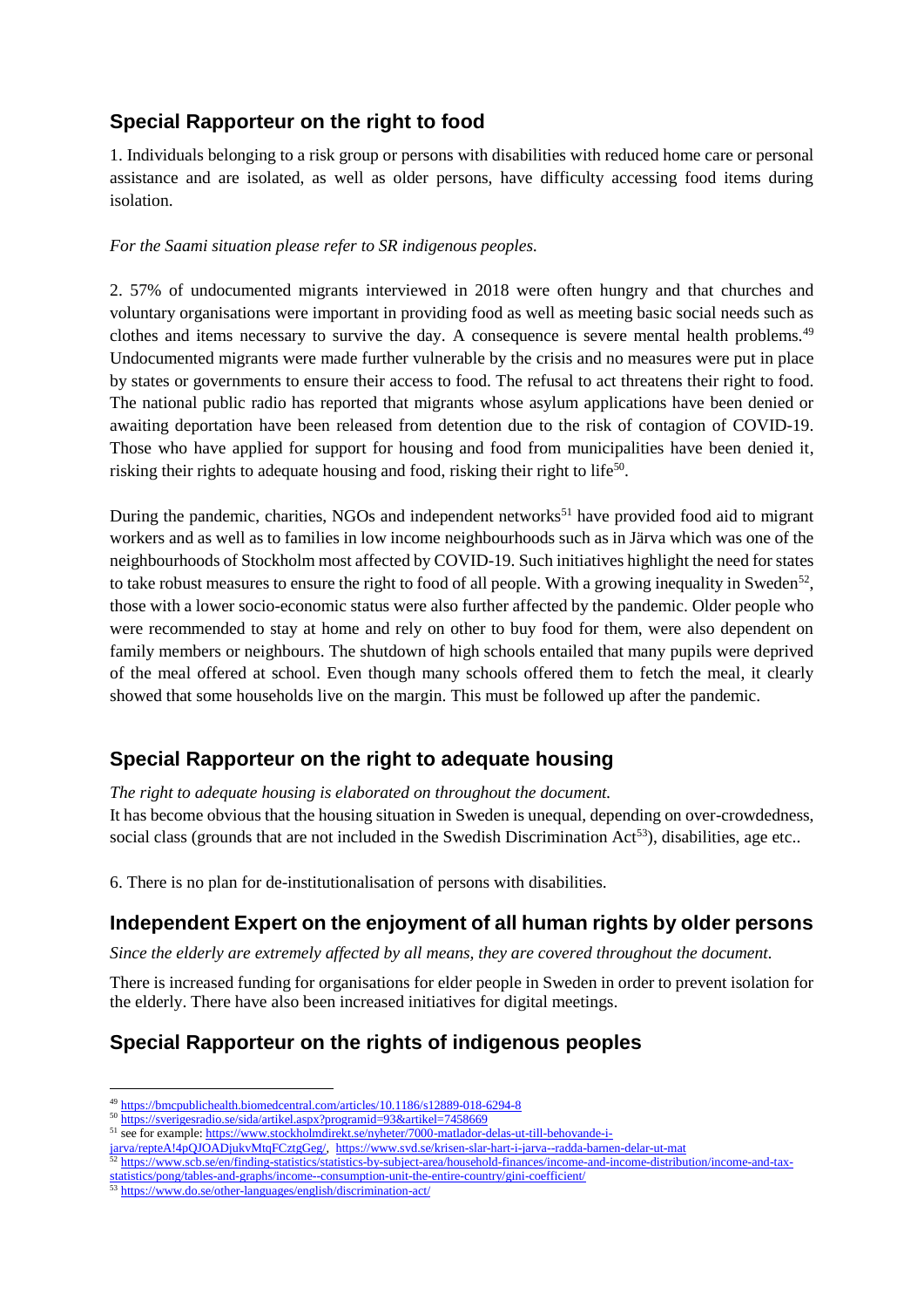## Special Rapporteur on the right to food

1. Individuals belonging to a risk group or persons with disabilities with reduced home care or personal assistance and are isolated, as well as older persons, have difficulty accessing food items during isolation.

*For the Saami situation please refer to SR indigenous peoples.*

2. 57% of undocumented migrants interviewed in 2018 were often hungry and that churches and voluntary organisations were important in providing food as well as meeting basic social needs such as clothes and items necessary to survive the day. A consequence is severe mental health problems.[49] Undocumented migrants were made further vulnerable by the crisis and no measures were put in place by states or governments to ensure their access to food. The refusal to act threatens their right to food. The national public radio has reported that migrants whose asylum applications have been denied or awaiting deportation have been released from detention due to the risk of contagion of COVID-19. Those who have applied for support for housing and food from municipalities have been denied it, risking their rights to adequate housing and food, risking their right to life[50].

During the pandemic, charities, NGOs and independent networks[51] have provided food aid to migrant workers and as well as to families in low income neighbourhoods such as in Järva which was one of the neighbourhoods of Stockholm most affected by COVID-19. Such initiatives highlight the need for states to take robust measures to ensure the right to food of all people. With a growing inequality in Sweden[52], those with a lower socio-economic status were also further affected by the pandemic. Older people who were recommended to stay at home and rely on other to buy food for them, were also dependent on family members or neighbours. The shutdown of high schools entailed that many pupils were deprived of the meal offered at school. Even though many schools offered them to fetch the meal, it clearly showed that some households live on the margin. This must be followed up after the pandemic.

## Special Rapporteur on the right to adequate housing

*The right to adequate housing is elaborated on throughout the document.*

It has become obvious that the housing situation in Sweden is unequal, depending on over-crowdedness, social class (grounds that are not included in the Swedish Discrimination Act[53]), disabilities, age etc..

6. There is no plan for de-institutionalisation of persons with disabilities.

## Independent Expert on the enjoyment of all human rights by older persons

*Since the elderly are extremely affected by all means, they are covered throughout the document.*

There is increased funding for organisations for elder people in Sweden in order to prevent isolation for the elderly. There have also been increased initiatives for digital meetings.

## Special Rapporteur on the rights of indigenous peoples

---

[49] https://bmcpublichealth.biomedcentral.com/articles/10.1186/s12889-018-6294-8

[50] https://sverigesradio.se/sida/artikel.aspx?programid=93&artikel=7458669

[51] see for example: https://www.stockholmdirekt.se/nyheter/7000-matlador-delas-ut-till-behovande-i-jarva/repteA!4pQJOADjukvMtqFCztgGeg/, https://www.svd.se/krisen-slar-hart-i-jarva--radda-barnen-delar-ut-mat

[52] https://www.scb.se/en/finding-statistics/statistics-by-subject-area/household-finances/income-and-income-distribution/income-and-tax-statistics/pong/tables-and-graphs/income--consumption-unit-the-entire-country/gini-coefficient/

[53] https://www.do.se/other-languages/english/discrimination-act/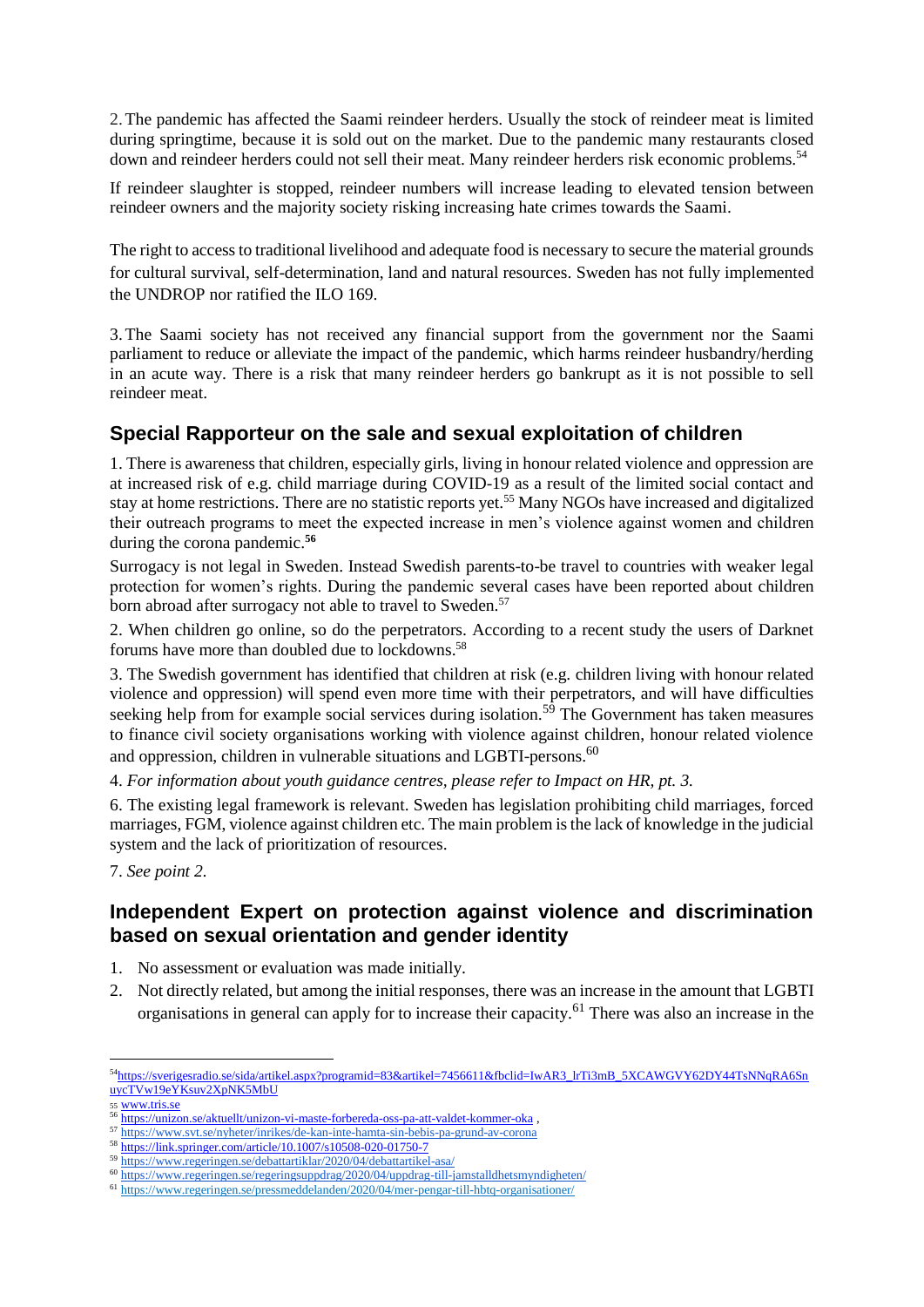2. The pandemic has affected the Saami reindeer herders. Usually the stock of reindeer meat is limited during springtime, because it is sold out on the market. Due to the pandemic many restaurants closed down and reindeer herders could not sell their meat. Many reindeer herders risk economic problems.[54]

If reindeer slaughter is stopped, reindeer numbers will increase leading to elevated tension between reindeer owners and the majority society risking increasing hate crimes towards the Saami.

The right to access to traditional livelihood and adequate food is necessary to secure the material grounds for cultural survival, self-determination, land and natural resources. Sweden has not fully implemented the UNDROP nor ratified the ILO 169.

3. The Saami society has not received any financial support from the government nor the Saami parliament to reduce or alleviate the impact of the pandemic, which harms reindeer husbandry/herding in an acute way. There is a risk that many reindeer herders go bankrupt as it is not possible to sell reindeer meat.

## Special Rapporteur on the sale and sexual exploitation of children

1. There is awareness that children, especially girls, living in honour related violence and oppression are at increased risk of e.g. child marriage during COVID-19 as a result of the limited social contact and stay at home restrictions. There are no statistic reports yet.[55] Many NGOs have increased and digitalized their outreach programs to meet the expected increase in men's violence against women and children during the corona pandemic.**[56]**

Surrogacy is not legal in Sweden. Instead Swedish parents-to-be travel to countries with weaker legal protection for women's rights. During the pandemic several cases have been reported about children born abroad after surrogacy not able to travel to Sweden.[57]

2. When children go online, so do the perpetrators. According to a recent study the users of Darknet forums have more than doubled due to lockdowns.[58]

3. The Swedish government has identified that children at risk (e.g. children living with honour related violence and oppression) will spend even more time with their perpetrators, and will have difficulties seeking help from for example social services during isolation.[59] The Government has taken measures to finance civil society organisations working with violence against children, honour related violence and oppression, children in vulnerable situations and LGBTI-persons.[60]

4. *For information about youth guidance centres, please refer to Impact on HR, pt. 3.*

6. The existing legal framework is relevant. Sweden has legislation prohibiting child marriages, forced marriages, FGM, violence against children etc. The main problem is the lack of knowledge in the judicial system and the lack of prioritization of resources.

7. *See point 2.*

## Independent Expert on protection against violence and discrimination based on sexual orientation and gender identity

1. No assessment or evaluation was made initially.
2. Not directly related, but among the initial responses, there was an increase in the amount that LGBTI organisations in general can apply for to increase their capacity.[61] There was also an increase in the

---

[54] https://sverigesradio.se/sida/artikel.aspx?programid=83&artikel=7456611&fbclid=IwAR3_lrTi3mB_5XCAWGVY62DY44TsNNqRA6SnuycTVw19eYKsuv2XpNK5MbU

[55] www.tris.se

[56] https://unizon.se/aktuellt/unizon-vi-maste-forbereda-oss-pa-att-valdet-kommer-oka ,

[57] https://www.svt.se/nyheter/inrikes/de-kan-inte-hamta-sin-bebis-pa-grund-av-corona

[58] https://link.springer.com/article/10.1007/s10508-020-01750-7

[59] https://www.regeringen.se/debattartiklar/2020/04/debattartikel-asa/

[60] https://www.regeringen.se/regeringsuppdrag/2020/04/uppdrag-till-jamstalldhetsmyndigheten/

[61] https://www.regeringen.se/pressmeddelanden/2020/04/mer-pengar-till-hbtq-organisationer/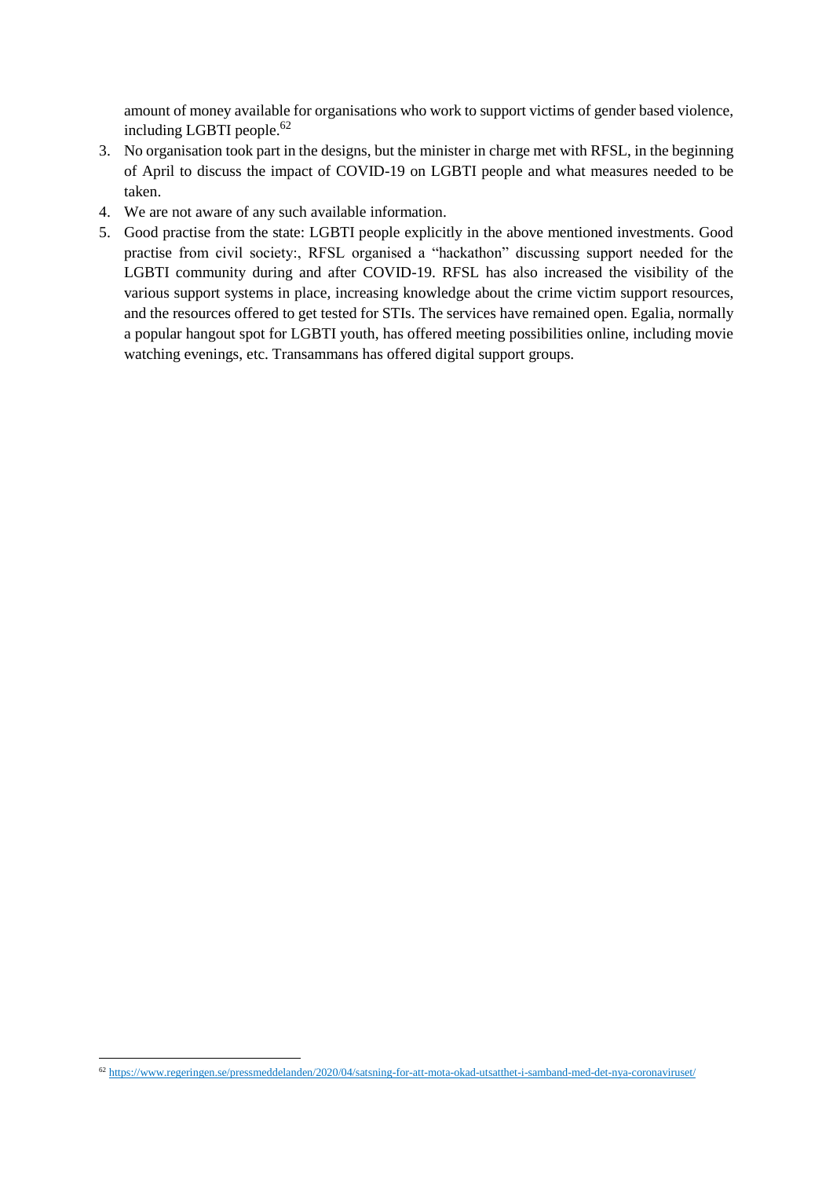amount of money available for organisations who work to support victims of gender based violence, including LGBTI people.[62]

3. No organisation took part in the designs, but the minister in charge met with RFSL, in the beginning of April to discuss the impact of COVID-19 on LGBTI people and what measures needed to be taken.
4. We are not aware of any such available information.
5. Good practise from the state: LGBTI people explicitly in the above mentioned investments. Good practise from civil society:, RFSL organised a "hackathon" discussing support needed for the LGBTI community during and after COVID-19. RFSL has also increased the visibility of the various support systems in place, increasing knowledge about the crime victim support resources, and the resources offered to get tested for STIs. The services have remained open. Egalia, normally a popular hangout spot for LGBTI youth, has offered meeting possibilities online, including movie watching evenings, etc. Transammans has offered digital support groups.

[62] https://www.regeringen.se/pressmeddelanden/2020/04/satsning-for-att-mota-okad-utsatthet-i-samband-med-det-nya-coronaviruset/